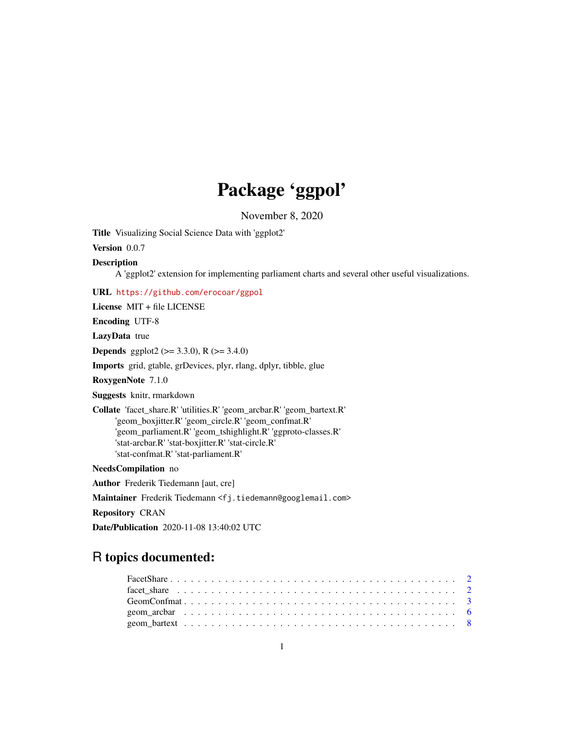# Package 'ggpol'

November 8, 2020

**Title** Visualizing Social Science Data with 'ggplot2'

**Version** 0.0.7

**Description**
A 'ggplot2' extension for implementing parliament charts and several other useful visualizations.

**URL** https://github.com/erocoar/ggpol

**License** MIT + file LICENSE

**Encoding** UTF-8

**LazyData** true

**Depends** ggplot2 (>= 3.3.0), R (>= 3.4.0)

**Imports** grid, gtable, grDevices, plyr, rlang, dplyr, tibble, glue

**RoxygenNote** 7.1.0

**Suggests** knitr, rmarkdown

**Collate** 'facet_share.R' 'utilities.R' 'geom_arcbar.R' 'geom_bartext.R' 'geom_boxjitter.R' 'geom_circle.R' 'geom_confmat.R' 'geom_parliament.R' 'geom_tshighlight.R' 'ggproto-classes.R' 'stat-arcbar.R' 'stat-boxjitter.R' 'stat-circle.R' 'stat-confmat.R' 'stat-parliament.R'

**NeedsCompilation** no

**Author** Frederik Tiedemann [aut, cre]

**Maintainer** Frederik Tiedemann <fj.tiedemann@googlemail.com>

**Repository** CRAN

**Date/Publication** 2020-11-08 13:40:02 UTC

## R topics documented:

FacetShare . . . . . . . . . . . . . . . . . . . . . . . . . . . . . . . . . . . . . . . . 2
facet_share . . . . . . . . . . . . . . . . . . . . . . . . . . . . . . . . . . . . . . . . 2
GeomConfmat . . . . . . . . . . . . . . . . . . . . . . . . . . . . . . . . . . . . . . . 3
geom_arcbar . . . . . . . . . . . . . . . . . . . . . . . . . . . . . . . . . . . . . . . . 6
geom_bartext . . . . . . . . . . . . . . . . . . . . . . . . . . . . . . . . . . . . . . . 8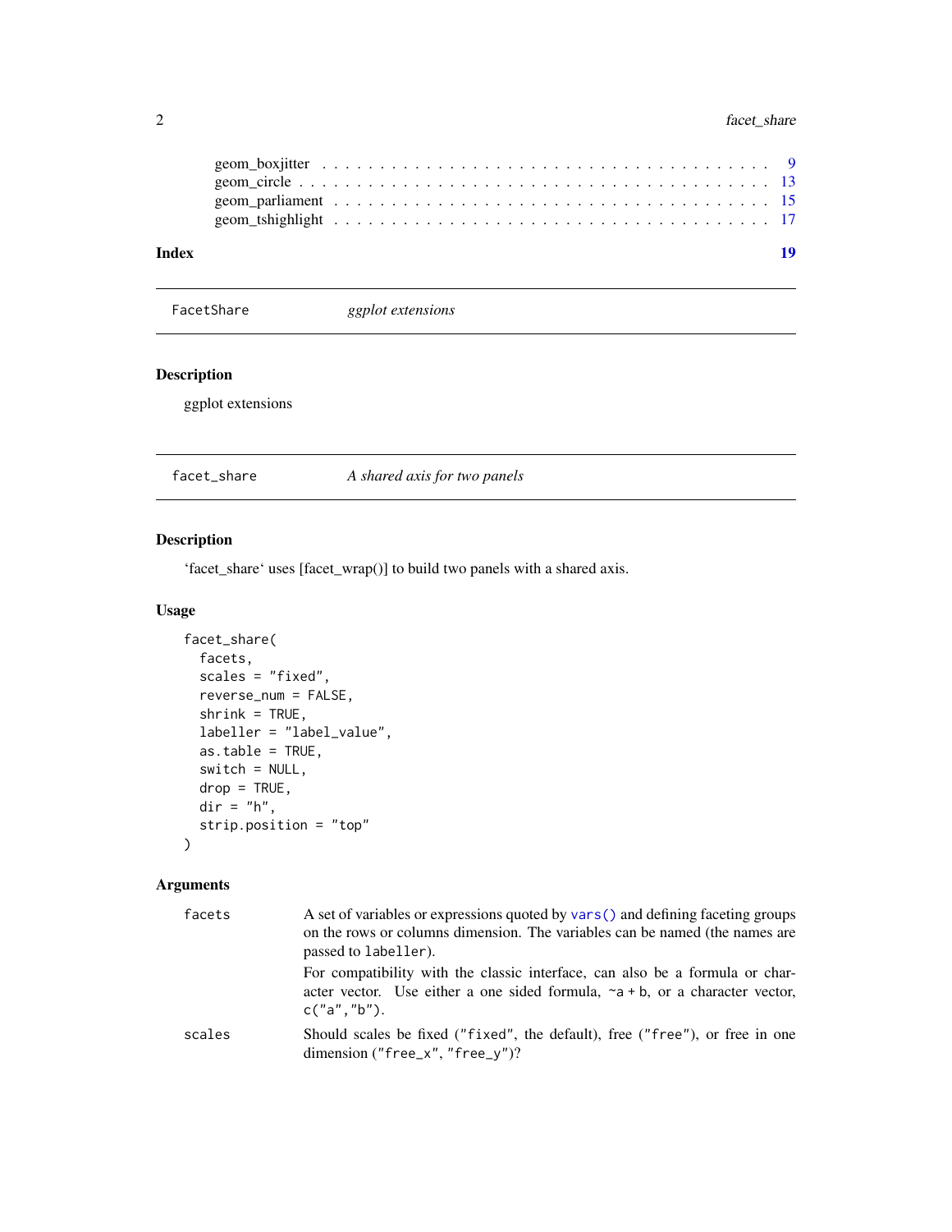geom_boxjitter . . . . . . . . . . . . . . . . . . . . . . . . . . . . . . . . . . . 9
geom_circle . . . . . . . . . . . . . . . . . . . . . . . . . . . . . . . . . . . . 13
geom_parliament . . . . . . . . . . . . . . . . . . . . . . . . . . . . . . . . . 15
geom_tshighlight . . . . . . . . . . . . . . . . . . . . . . . . . . . . . . . . . 17

**Index** **19**

---

`FacetShare` *ggplot extensions*

---

## Description

ggplot extensions

---

`facet_share` *A shared axis for two panels*

---

## Description

'facet_share' uses [facet_wrap()] to build two panels with a shared axis.

## Usage

```
facet_share(
  facets,
  scales = "fixed",
  reverse_num = FALSE,
  shrink = TRUE,
  labeller = "label_value",
  as.table = TRUE,
  switch = NULL,
  drop = TRUE,
  dir = "h",
  strip.position = "top"
)
```

## Arguments

| | |
|---|---|
| `facets` | A set of variables or expressions quoted by `vars()` and defining faceting groups on the rows or columns dimension. The variables can be named (the names are passed to `labeller`).<br>For compatibility with the classic interface, can also be a formula or character vector. Use either a one sided formula, `~a + b`, or a character vector, `c("a","b")`. |
| `scales` | Should scales be fixed (`"fixed"`, the default), free (`"free"`), or free in one dimension (`"free_x"`, `"free_y"`)? |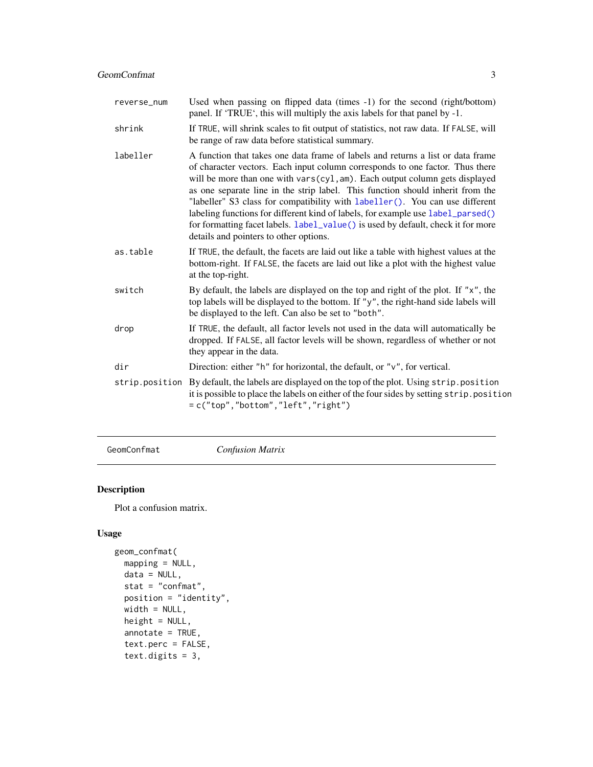| | |
|---|---|
| reverse_num | Used when passing on flipped data (times -1) for the second (right/bottom) panel. If 'TRUE', this will multiply the axis labels for that panel by -1. |
| shrink | If TRUE, will shrink scales to fit output of statistics, not raw data. If FALSE, will be range of raw data before statistical summary. |
| labeller | A function that takes one data frame of labels and returns a list or data frame of character vectors. Each input column corresponds to one factor. Thus there will be more than one with vars(cyl,am). Each output column gets displayed as one separate line in the strip label. This function should inherit from the "labeller" S3 class for compatibility with labeller(). You can use different labeling functions for different kind of labels, for example use label_parsed() for formatting facet labels. label_value() is used by default, check it for more details and pointers to other options. |
| as.table | If TRUE, the default, the facets are laid out like a table with highest values at the bottom-right. If FALSE, the facets are laid out like a plot with the highest value at the top-right. |
| switch | By default, the labels are displayed on the top and right of the plot. If "x", the top labels will be displayed to the bottom. If "y", the right-hand side labels will be displayed to the left. Can also be set to "both". |
| drop | If TRUE, the default, all factor levels not used in the data will automatically be dropped. If FALSE, all factor levels will be shown, regardless of whether or not they appear in the data. |
| dir | Direction: either "h" for horizontal, the default, or "v", for vertical. |
| strip.position | By default, the labels are displayed on the top of the plot. Using strip.position it is possible to place the labels on either of the four sides by setting strip.position = c("top","bottom","left","right") |

## GeomConfmat — *Confusion Matrix*

### Description

Plot a confusion matrix.

### Usage

```
geom_confmat(
  mapping = NULL,
  data = NULL,
  stat = "confmat",
  position = "identity",
  width = NULL,
  height = NULL,
  annotate = TRUE,
  text.perc = FALSE,
  text.digits = 3,
```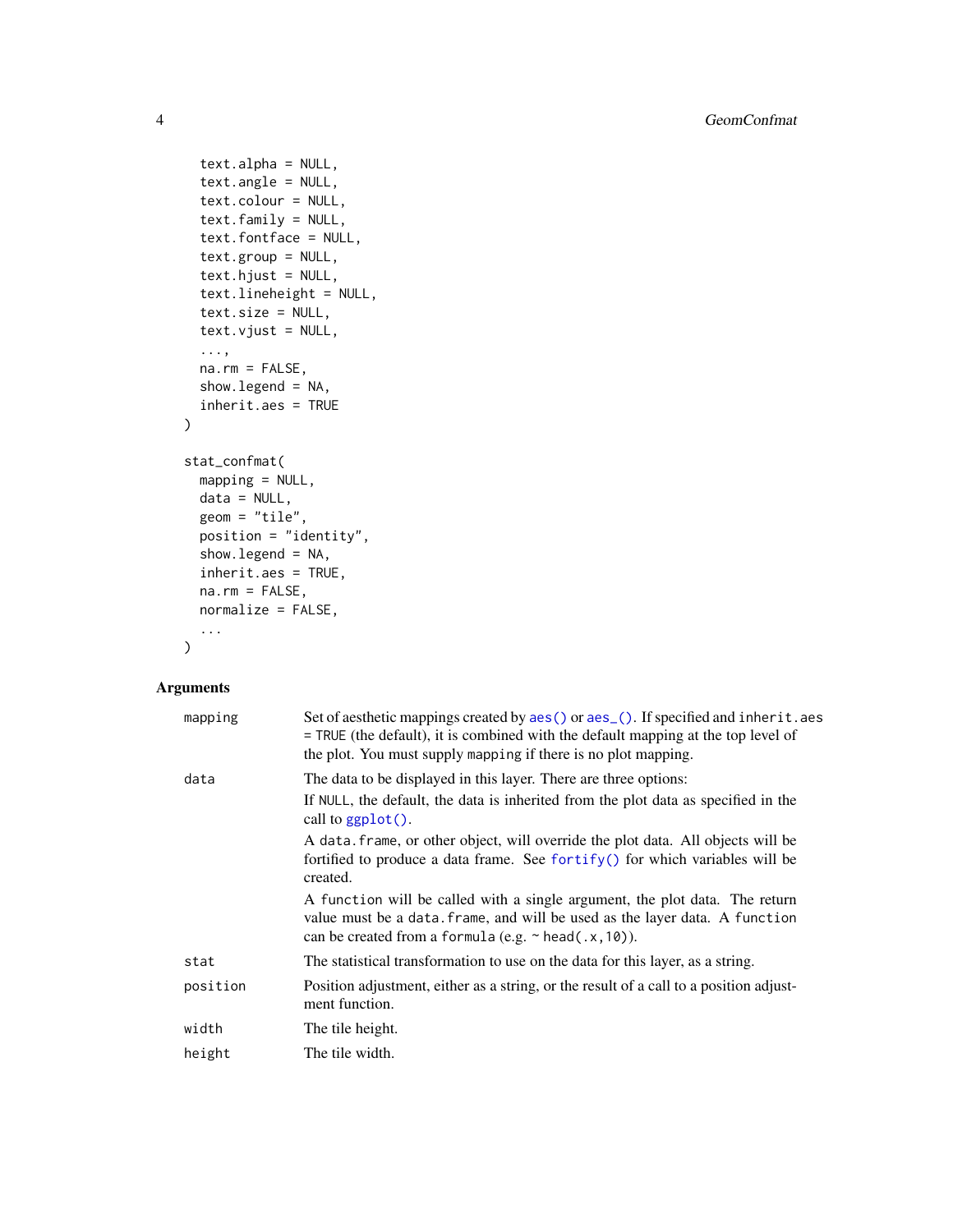```
  text.alpha = NULL,
  text.angle = NULL,
  text.colour = NULL,
  text.family = NULL,
  text.fontface = NULL,
  text.group = NULL,
  text.hjust = NULL,
  text.lineheight = NULL,
  text.size = NULL,
  text.vjust = NULL,
  ...,
  na.rm = FALSE,
  show.legend = NA,
  inherit.aes = TRUE
)

stat_confmat(
  mapping = NULL,
  data = NULL,
  geom = "tile",
  position = "identity",
  show.legend = NA,
  inherit.aes = TRUE,
  na.rm = FALSE,
  normalize = FALSE,
  ...
)
```

## Arguments

| | |
|---|---|
| mapping | Set of aesthetic mappings created by `aes()` or `aes_()`. If specified and `inherit.aes = TRUE` (the default), it is combined with the default mapping at the top level of the plot. You must supply `mapping` if there is no plot mapping. |
| data | The data to be displayed in this layer. There are three options: <br> If `NULL`, the default, the data is inherited from the plot data as specified in the call to `ggplot()`. <br> A `data.frame`, or other object, will override the plot data. All objects will be fortified to produce a data frame. See `fortify()` for which variables will be created. <br> A `function` will be called with a single argument, the plot data. The return value must be a `data.frame`, and will be used as the layer data. A `function` can be created from a `formula` (e.g. `~ head(.x,10)`). |
| stat | The statistical transformation to use on the data for this layer, as a string. |
| position | Position adjustment, either as a string, or the result of a call to a position adjustment function. |
| width | The tile height. |
| height | The tile width. |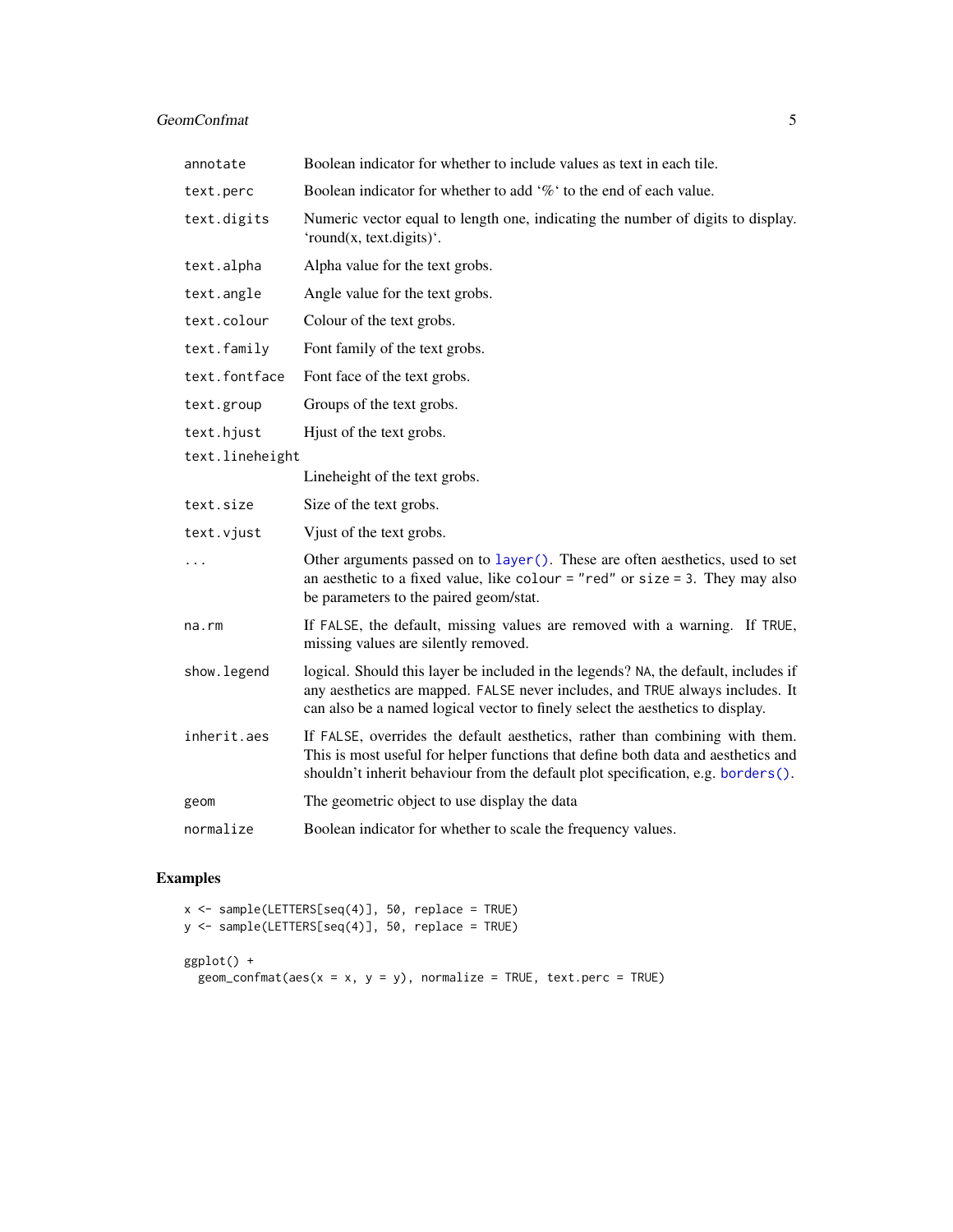| | |
|---|---|
| `annotate` | Boolean indicator for whether to include values as text in each tile. |
| `text.perc` | Boolean indicator for whether to add '%' to the end of each value. |
| `text.digits` | Numeric vector equal to length one, indicating the number of digits to display. 'round(x, text.digits)'. |
| `text.alpha` | Alpha value for the text grobs. |
| `text.angle` | Angle value for the text grobs. |
| `text.colour` | Colour of the text grobs. |
| `text.family` | Font family of the text grobs. |
| `text.fontface` | Font face of the text grobs. |
| `text.group` | Groups of the text grobs. |
| `text.hjust` | Hjust of the text grobs. |
| `text.lineheight` | Lineheight of the text grobs. |
| `text.size` | Size of the text grobs. |
| `text.vjust` | Vjust of the text grobs. |
| `...` | Other arguments passed on to `layer()`. These are often aesthetics, used to set an aesthetic to a fixed value, like `colour = "red"` or `size = 3`. They may also be parameters to the paired geom/stat. |
| `na.rm` | If `FALSE`, the default, missing values are removed with a warning. If `TRUE`, missing values are silently removed. |
| `show.legend` | logical. Should this layer be included in the legends? `NA`, the default, includes if any aesthetics are mapped. `FALSE` never includes, and `TRUE` always includes. It can also be a named logical vector to finely select the aesthetics to display. |
| `inherit.aes` | If `FALSE`, overrides the default aesthetics, rather than combining with them. This is most useful for helper functions that define both data and aesthetics and shouldn't inherit behaviour from the default plot specification, e.g. `borders()`. |
| `geom` | The geometric object to use display the data |
| `normalize` | Boolean indicator for whether to scale the frequency values. |

## Examples

```
x <- sample(LETTERS[seq(4)], 50, replace = TRUE)
y <- sample(LETTERS[seq(4)], 50, replace = TRUE)

ggplot() +
  geom_confmat(aes(x = x, y = y), normalize = TRUE, text.perc = TRUE)
```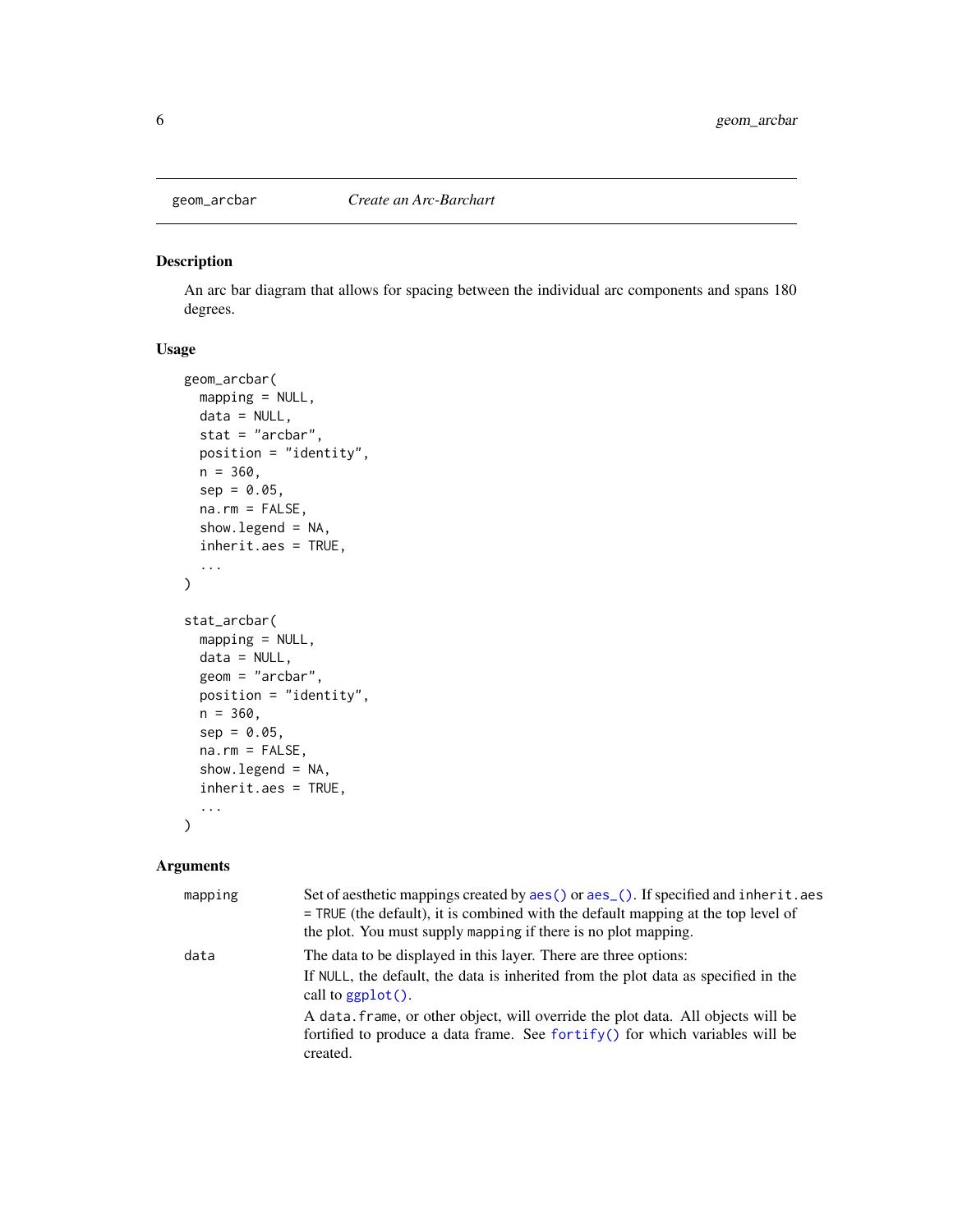geom_arcbar — *Create an Arc-Barchart*

## Description

An arc bar diagram that allows for spacing between the individual arc components and spans 180 degrees.

## Usage

```
geom_arcbar(
  mapping = NULL,
  data = NULL,
  stat = "arcbar",
  position = "identity",
  n = 360,
  sep = 0.05,
  na.rm = FALSE,
  show.legend = NA,
  inherit.aes = TRUE,
  ...
)

stat_arcbar(
  mapping = NULL,
  data = NULL,
  geom = "arcbar",
  position = "identity",
  n = 360,
  sep = 0.05,
  na.rm = FALSE,
  show.legend = NA,
  inherit.aes = TRUE,
  ...
)
```

## Arguments

| | |
|---|---|
| `mapping` | Set of aesthetic mappings created by `aes()` or `aes_()`. If specified and `inherit.aes = TRUE` (the default), it is combined with the default mapping at the top level of the plot. You must supply `mapping` if there is no plot mapping. |
| `data` | The data to be displayed in this layer. There are three options: If `NULL`, the default, the data is inherited from the plot data as specified in the call to `ggplot()`. A `data.frame`, or other object, will override the plot data. All objects will be fortified to produce a data frame. See `fortify()` for which variables will be created. |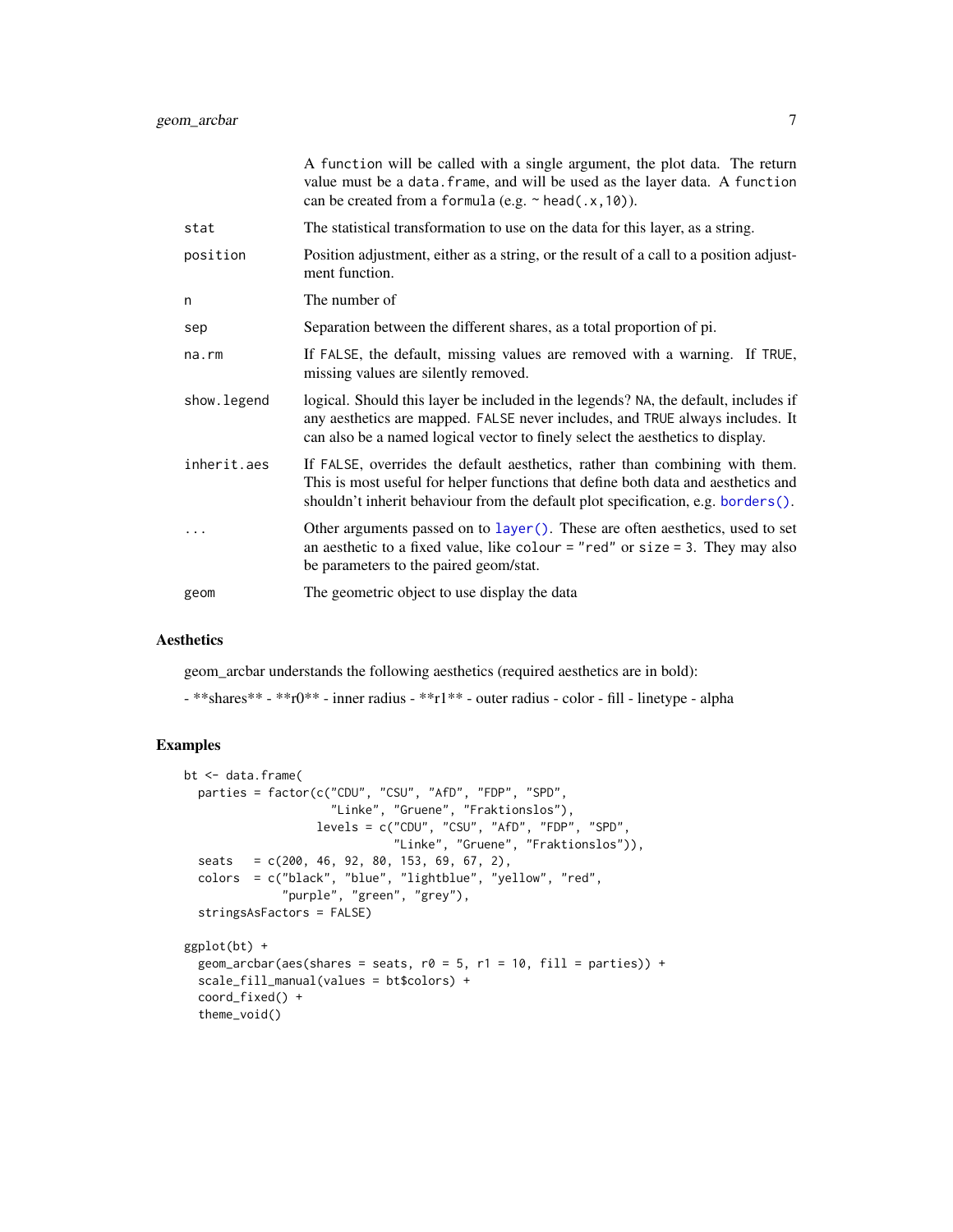| | |
|---|---|
| | A function will be called with a single argument, the plot data. The return value must be a data.frame, and will be used as the layer data. A function can be created from a formula (e.g. ~ head(.x,10)). |
| stat | The statistical transformation to use on the data for this layer, as a string. |
| position | Position adjustment, either as a string, or the result of a call to a position adjustment function. |
| n | The number of |
| sep | Separation between the different shares, as a total proportion of pi. |
| na.rm | If FALSE, the default, missing values are removed with a warning. If TRUE, missing values are silently removed. |
| show.legend | logical. Should this layer be included in the legends? NA, the default, includes if any aesthetics are mapped. FALSE never includes, and TRUE always includes. It can also be a named logical vector to finely select the aesthetics to display. |
| inherit.aes | If FALSE, overrides the default aesthetics, rather than combining with them. This is most useful for helper functions that define both data and aesthetics and shouldn't inherit behaviour from the default plot specification, e.g. borders(). |
| ... | Other arguments passed on to layer(). These are often aesthetics, used to set an aesthetic to a fixed value, like colour = "red" or size = 3. They may also be parameters to the paired geom/stat. |
| geom | The geometric object to use display the data |

## Aesthetics

geom_arcbar understands the following aesthetics (required aesthetics are in bold):

- **shares** - **r0** - inner radius - **r1** - outer radius - color - fill - linetype - alpha

## Examples

```
bt <- data.frame(
  parties = factor(c("CDU", "CSU", "AfD", "FDP", "SPD",
                     "Linke", "Gruene", "Fraktionslos"),
                   levels = c("CDU", "CSU", "AfD", "FDP", "SPD",
                              "Linke", "Gruene", "Fraktionslos")),
  seats   = c(200, 46, 92, 80, 153, 69, 67, 2),
  colors  = c("black", "blue", "lightblue", "yellow", "red",
              "purple", "green", "grey"),
  stringsAsFactors = FALSE)

ggplot(bt) +
  geom_arcbar(aes(shares = seats, r0 = 5, r1 = 10, fill = parties)) +
  scale_fill_manual(values = bt$colors) +
  coord_fixed() +
  theme_void()
```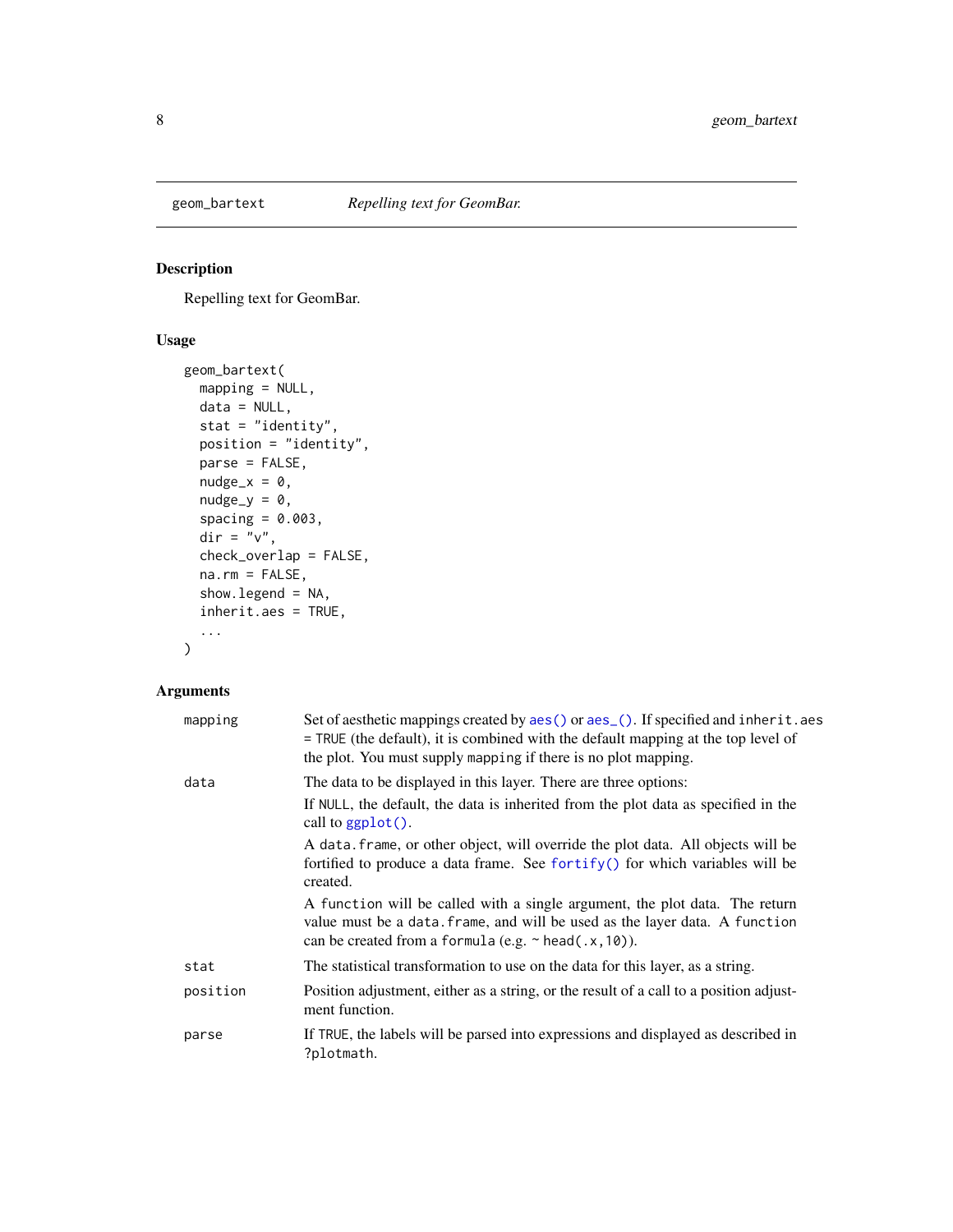`geom_bartext` *Repelling text for GeomBar.*

## Description

Repelling text for GeomBar.

## Usage

```
geom_bartext(
  mapping = NULL,
  data = NULL,
  stat = "identity",
  position = "identity",
  parse = FALSE,
  nudge_x = 0,
  nudge_y = 0,
  spacing = 0.003,
  dir = "v",
  check_overlap = FALSE,
  na.rm = FALSE,
  show.legend = NA,
  inherit.aes = TRUE,
  ...
)
```

## Arguments

| | |
|---|---|
| `mapping` | Set of aesthetic mappings created by `aes()` or `aes_()`. If specified and `inherit.aes = TRUE` (the default), it is combined with the default mapping at the top level of the plot. You must supply `mapping` if there is no plot mapping. |
| `data` | The data to be displayed in this layer. There are three options: If `NULL`, the default, the data is inherited from the plot data as specified in the call to `ggplot()`. A `data.frame`, or other object, will override the plot data. All objects will be fortified to produce a data frame. See `fortify()` for which variables will be created. A `function` will be called with a single argument, the plot data. The return value must be a `data.frame`, and will be used as the layer data. A `function` can be created from a `formula` (e.g. `~ head(.x,10)`). |
| `stat` | The statistical transformation to use on the data for this layer, as a string. |
| `position` | Position adjustment, either as a string, or the result of a call to a position adjustment function. |
| `parse` | If `TRUE`, the labels will be parsed into expressions and displayed as described in `?plotmath`. |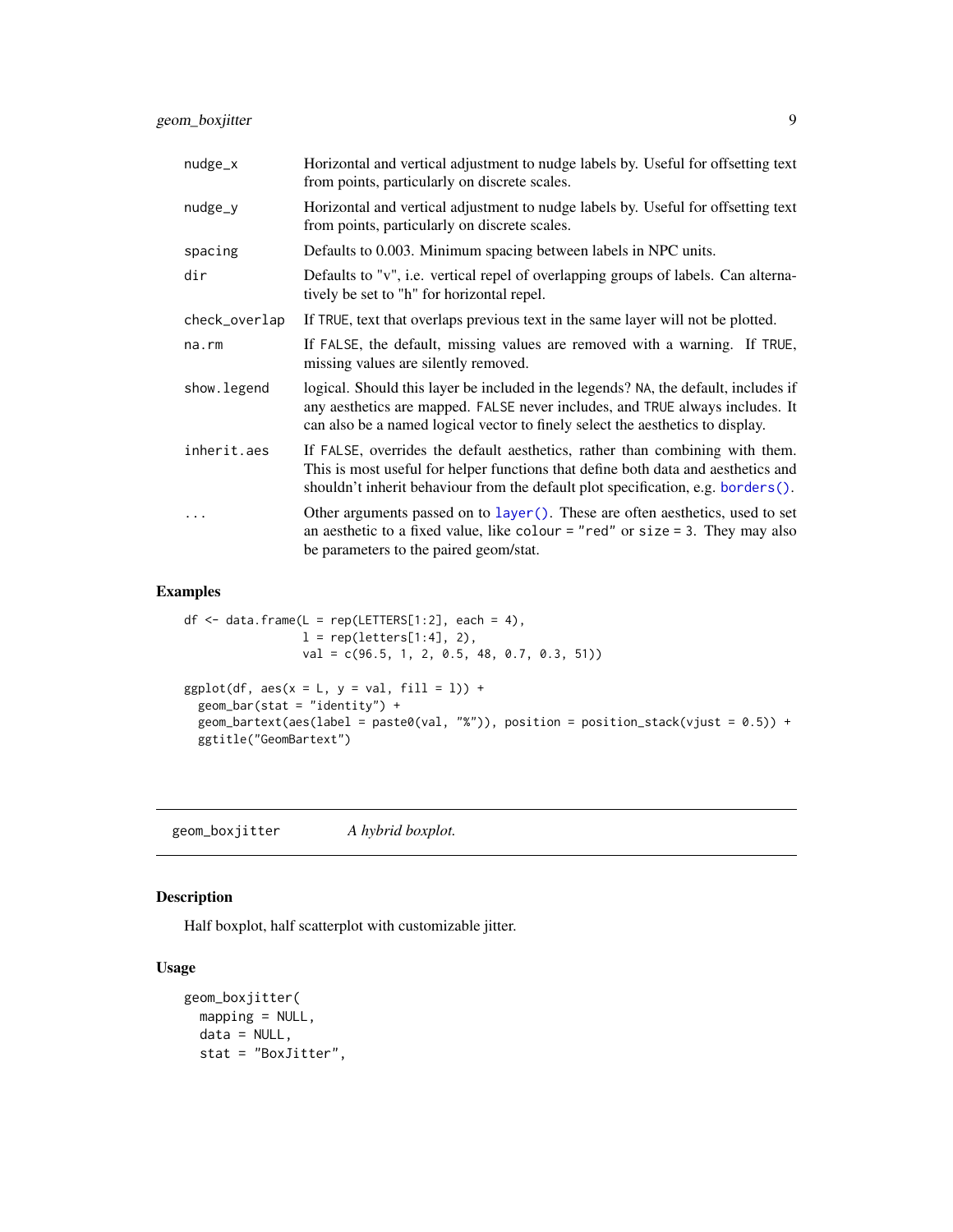| | |
|---|---|
| nudge_x | Horizontal and vertical adjustment to nudge labels by. Useful for offsetting text from points, particularly on discrete scales. |
| nudge_y | Horizontal and vertical adjustment to nudge labels by. Useful for offsetting text from points, particularly on discrete scales. |
| spacing | Defaults to 0.003. Minimum spacing between labels in NPC units. |
| dir | Defaults to "v", i.e. vertical repel of overlapping groups of labels. Can alternatively be set to "h" for horizontal repel. |
| check_overlap | If TRUE, text that overlaps previous text in the same layer will not be plotted. |
| na.rm | If FALSE, the default, missing values are removed with a warning. If TRUE, missing values are silently removed. |
| show.legend | logical. Should this layer be included in the legends? NA, the default, includes if any aesthetics are mapped. FALSE never includes, and TRUE always includes. It can also be a named logical vector to finely select the aesthetics to display. |
| inherit.aes | If FALSE, overrides the default aesthetics, rather than combining with them. This is most useful for helper functions that define both data and aesthetics and shouldn't inherit behaviour from the default plot specification, e.g. borders(). |
| ... | Other arguments passed on to layer(). These are often aesthetics, used to set an aesthetic to a fixed value, like colour = "red" or size = 3. They may also be parameters to the paired geom/stat. |

## Examples

```
df <- data.frame(L = rep(LETTERS[1:2], each = 4),
                 l = rep(letters[1:4], 2),
                 val = c(96.5, 1, 2, 0.5, 48, 0.7, 0.3, 51))

ggplot(df, aes(x = L, y = val, fill = l)) +
  geom_bar(stat = "identity") +
  geom_bartext(aes(label = paste0(val, "%")), position = position_stack(vjust = 0.5)) +
  ggtitle("GeomBartext")
```

---

# geom_boxjitter *A hybrid boxplot.*

## Description

Half boxplot, half scatterplot with customizable jitter.

## Usage

```
geom_boxjitter(
  mapping = NULL,
  data = NULL,
  stat = "BoxJitter",
```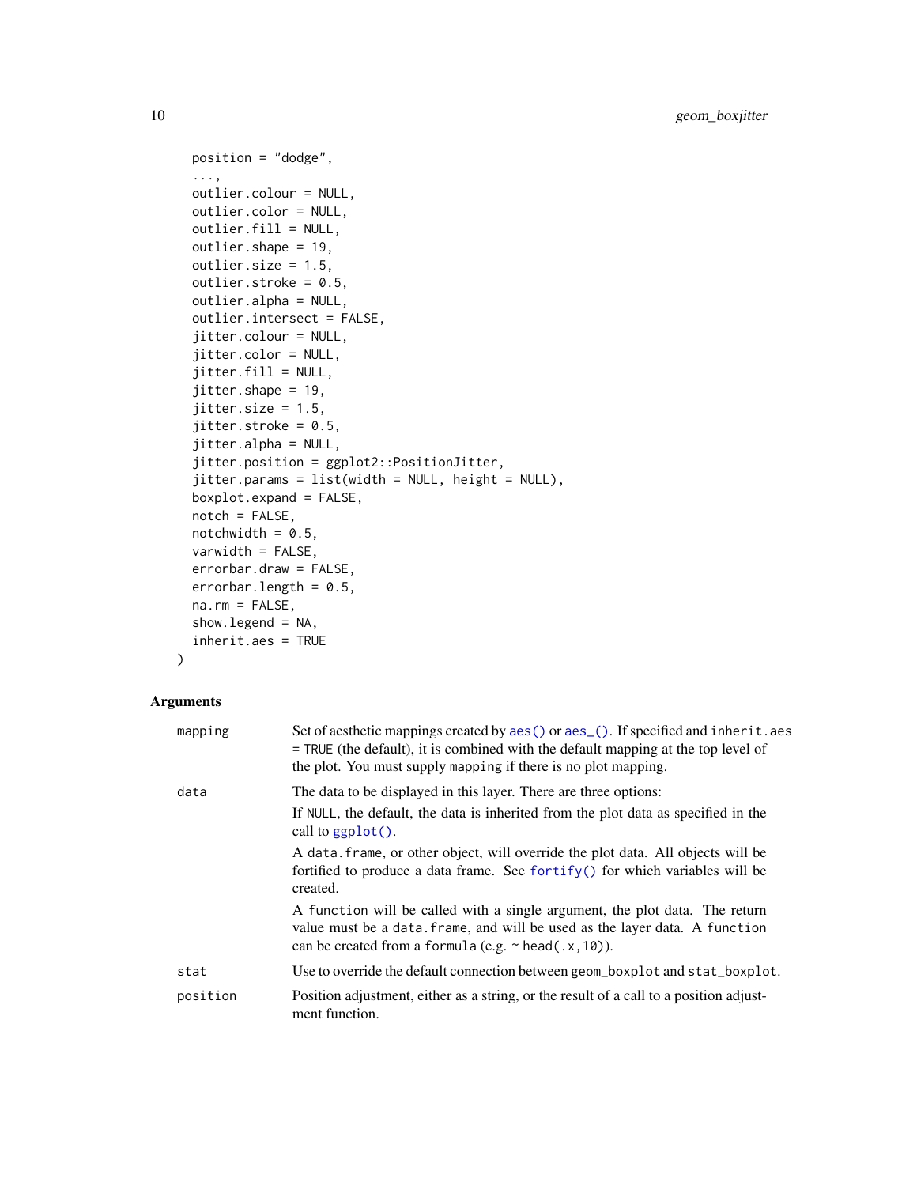```
  position = "dodge",
  ...,
  outlier.colour = NULL,
  outlier.color = NULL,
  outlier.fill = NULL,
  outlier.shape = 19,
  outlier.size = 1.5,
  outlier.stroke = 0.5,
  outlier.alpha = NULL,
  outlier.intersect = FALSE,
  jitter.colour = NULL,
  jitter.color = NULL,
  jitter.fill = NULL,
  jitter.shape = 19,
  jitter.size = 1.5,
  jitter.stroke = 0.5,
  jitter.alpha = NULL,
  jitter.position = ggplot2::PositionJitter,
  jitter.params = list(width = NULL, height = NULL),
  boxplot.expand = FALSE,
  notch = FALSE,
  notchwidth = 0.5,
  varwidth = FALSE,
  errorbar.draw = FALSE,
  errorbar.length = 0.5,
  na.rm = FALSE,
  show.legend = NA,
  inherit.aes = TRUE
)
```

## Arguments

| | |
|---|---|
| `mapping` | Set of aesthetic mappings created by `aes()` or `aes_()`. If specified and `inherit.aes = TRUE` (the default), it is combined with the default mapping at the top level of the plot. You must supply `mapping` if there is no plot mapping. |
| `data` | The data to be displayed in this layer. There are three options:<br>If `NULL`, the default, the data is inherited from the plot data as specified in the call to `ggplot()`.<br>A `data.frame`, or other object, will override the plot data. All objects will be fortified to produce a data frame. See `fortify()` for which variables will be created.<br>A `function` will be called with a single argument, the plot data. The return value must be a `data.frame`, and will be used as the layer data. A `function` can be created from a `formula` (e.g. `~ head(.x,10)`). |
| `stat` | Use to override the default connection between `geom_boxplot` and `stat_boxplot`. |
| `position` | Position adjustment, either as a string, or the result of a call to a position adjustment function. |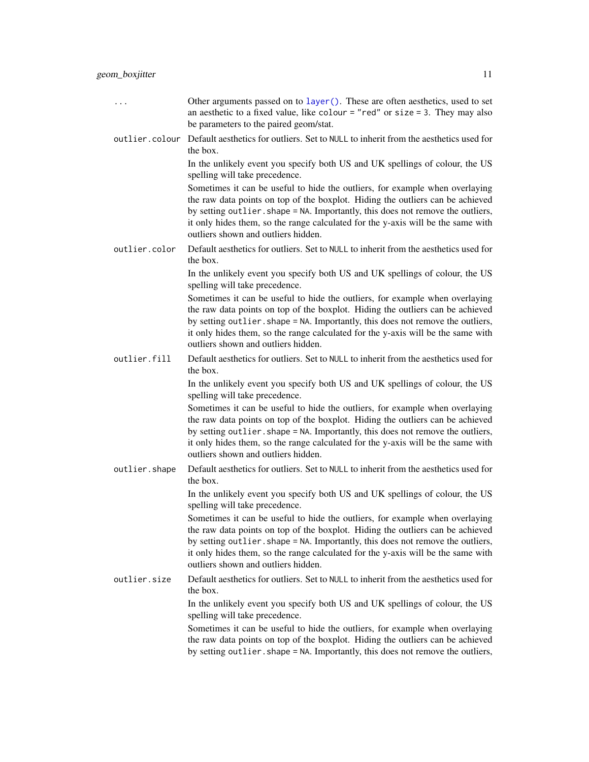`...`
: Other arguments passed on to `layer()`. These are often aesthetics, used to set an aesthetic to a fixed value, like `colour = "red"` or `size = 3`. They may also be parameters to the paired geom/stat.

`outlier.colour`
: Default aesthetics for outliers. Set to `NULL` to inherit from the aesthetics used for the box.

  In the unlikely event you specify both US and UK spellings of colour, the US spelling will take precedence.

  Sometimes it can be useful to hide the outliers, for example when overlaying the raw data points on top of the boxplot. Hiding the outliers can be achieved by setting `outlier.shape = NA`. Importantly, this does not remove the outliers, it only hides them, so the range calculated for the y-axis will be the same with outliers shown and outliers hidden.

`outlier.color`
: Default aesthetics for outliers. Set to `NULL` to inherit from the aesthetics used for the box.

  In the unlikely event you specify both US and UK spellings of colour, the US spelling will take precedence.

  Sometimes it can be useful to hide the outliers, for example when overlaying the raw data points on top of the boxplot. Hiding the outliers can be achieved by setting `outlier.shape = NA`. Importantly, this does not remove the outliers, it only hides them, so the range calculated for the y-axis will be the same with outliers shown and outliers hidden.

`outlier.fill`
: Default aesthetics for outliers. Set to `NULL` to inherit from the aesthetics used for the box.

  In the unlikely event you specify both US and UK spellings of colour, the US spelling will take precedence.

  Sometimes it can be useful to hide the outliers, for example when overlaying the raw data points on top of the boxplot. Hiding the outliers can be achieved by setting `outlier.shape = NA`. Importantly, this does not remove the outliers, it only hides them, so the range calculated for the y-axis will be the same with outliers shown and outliers hidden.

`outlier.shape`
: Default aesthetics for outliers. Set to `NULL` to inherit from the aesthetics used for the box.

  In the unlikely event you specify both US and UK spellings of colour, the US spelling will take precedence.

  Sometimes it can be useful to hide the outliers, for example when overlaying the raw data points on top of the boxplot. Hiding the outliers can be achieved by setting `outlier.shape = NA`. Importantly, this does not remove the outliers, it only hides them, so the range calculated for the y-axis will be the same with outliers shown and outliers hidden.

`outlier.size`
: Default aesthetics for outliers. Set to `NULL` to inherit from the aesthetics used for the box.

  In the unlikely event you specify both US and UK spellings of colour, the US spelling will take precedence.

  Sometimes it can be useful to hide the outliers, for example when overlaying the raw data points on top of the boxplot. Hiding the outliers can be achieved by setting `outlier.shape = NA`. Importantly, this does not remove the outliers,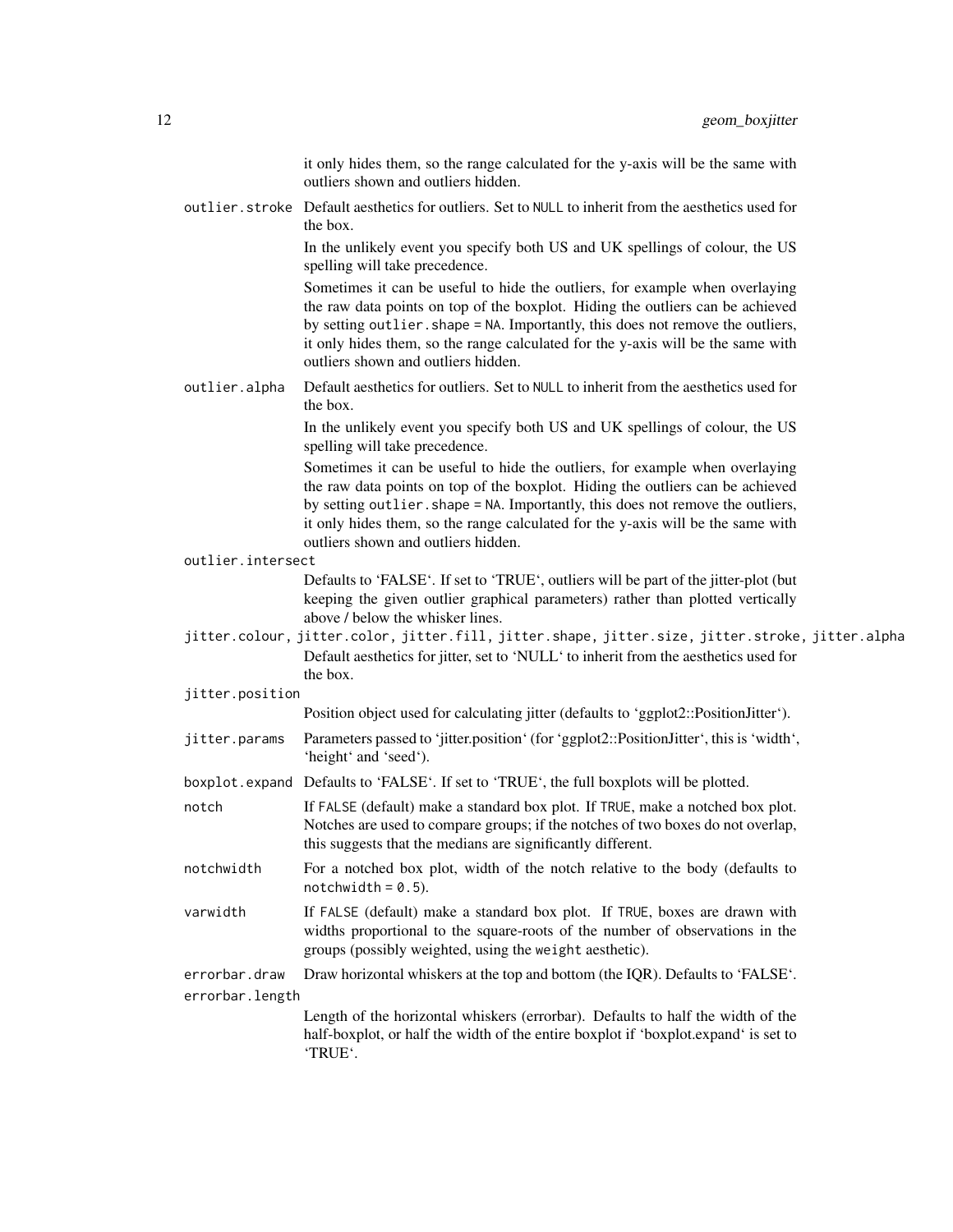it only hides them, so the range calculated for the y-axis will be the same with outliers shown and outliers hidden.

`outlier.stroke`
: Default aesthetics for outliers. Set to `NULL` to inherit from the aesthetics used for the box.

  In the unlikely event you specify both US and UK spellings of colour, the US spelling will take precedence.

  Sometimes it can be useful to hide the outliers, for example when overlaying the raw data points on top of the boxplot. Hiding the outliers can be achieved by setting `outlier.shape = NA`. Importantly, this does not remove the outliers, it only hides them, so the range calculated for the y-axis will be the same with outliers shown and outliers hidden.

`outlier.alpha`
: Default aesthetics for outliers. Set to `NULL` to inherit from the aesthetics used for the box.

  In the unlikely event you specify both US and UK spellings of colour, the US spelling will take precedence.

  Sometimes it can be useful to hide the outliers, for example when overlaying the raw data points on top of the boxplot. Hiding the outliers can be achieved by setting `outlier.shape = NA`. Importantly, this does not remove the outliers, it only hides them, so the range calculated for the y-axis will be the same with outliers shown and outliers hidden.

`outlier.intersect`
: Defaults to 'FALSE'. If set to 'TRUE', outliers will be part of the jitter-plot (but keeping the given outlier graphical parameters) rather than plotted vertically above / below the whisker lines.

`jitter.colour, jitter.color, jitter.fill, jitter.shape, jitter.size, jitter.stroke, jitter.alpha`
: Default aesthetics for jitter, set to 'NULL' to inherit from the aesthetics used for the box.

`jitter.position`
: Position object used for calculating jitter (defaults to 'ggplot2::PositionJitter').

`jitter.params`
: Parameters passed to 'jitter.position' (for 'ggplot2::PositionJitter', this is 'width', 'height' and 'seed').

`boxplot.expand`
: Defaults to 'FALSE'. If set to 'TRUE', the full boxplots will be plotted.

`notch`
: If `FALSE` (default) make a standard box plot. If `TRUE`, make a notched box plot. Notches are used to compare groups; if the notches of two boxes do not overlap, this suggests that the medians are significantly different.

`notchwidth`
: For a notched box plot, width of the notch relative to the body (defaults to `notchwidth = 0.5`).

`varwidth`
: If `FALSE` (default) make a standard box plot. If `TRUE`, boxes are drawn with widths proportional to the square-roots of the number of observations in the groups (possibly weighted, using the `weight` aesthetic).

`errorbar.draw`
: Draw horizontal whiskers at the top and bottom (the IQR). Defaults to 'FALSE'.

`errorbar.length`
: Length of the horizontal whiskers (errorbar). Defaults to half the width of the half-boxplot, or half the width of the entire boxplot if 'boxplot.expand' is set to 'TRUE'.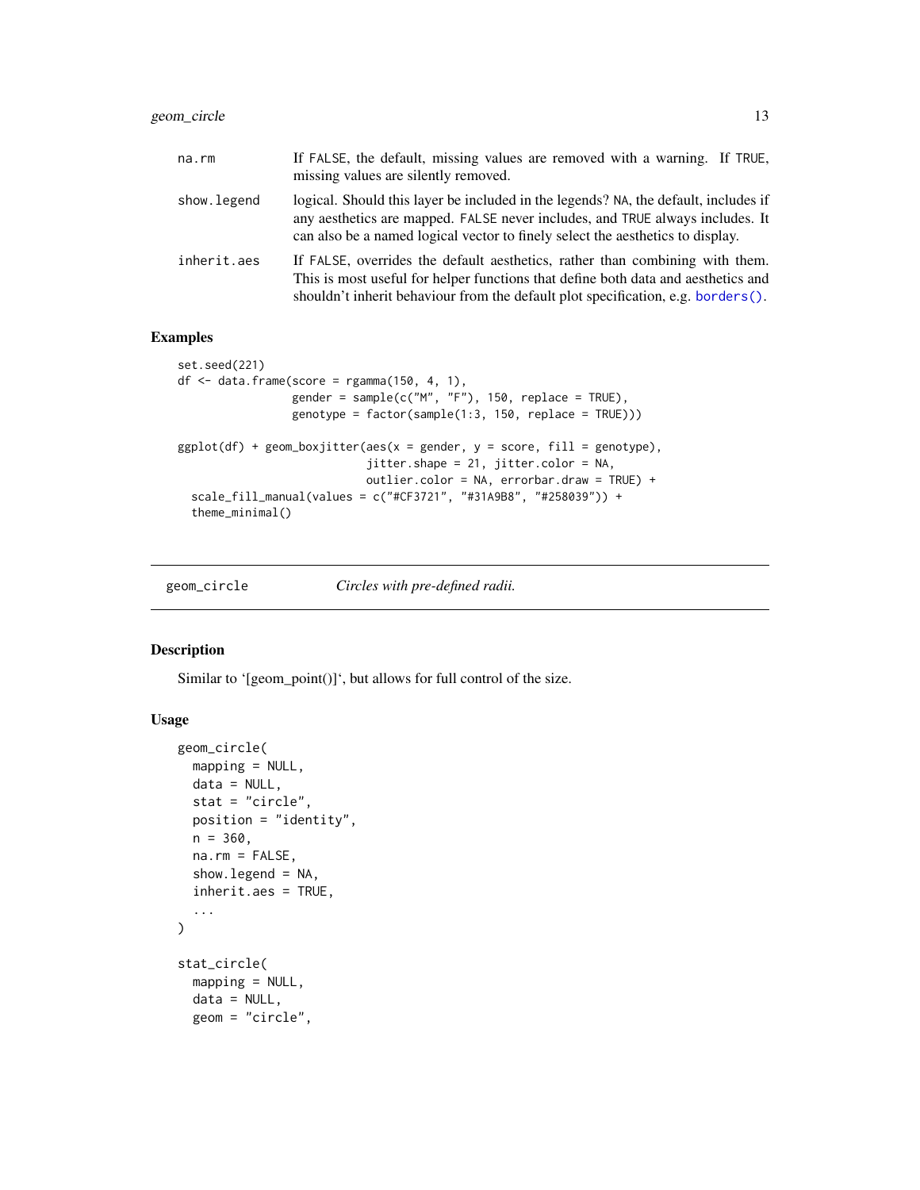| | |
|---|---|
| na.rm | If FALSE, the default, missing values are removed with a warning. If TRUE, missing values are silently removed. |
| show.legend | logical. Should this layer be included in the legends? NA, the default, includes if any aesthetics are mapped. FALSE never includes, and TRUE always includes. It can also be a named logical vector to finely select the aesthetics to display. |
| inherit.aes | If FALSE, overrides the default aesthetics, rather than combining with them. This is most useful for helper functions that define both data and aesthetics and shouldn't inherit behaviour from the default plot specification, e.g. borders(). |

### Examples

```
set.seed(221)
df <- data.frame(score = rgamma(150, 4, 1),
                 gender = sample(c("M", "F"), 150, replace = TRUE),
                 genotype = factor(sample(1:3, 150, replace = TRUE)))

ggplot(df) + geom_boxjitter(aes(x = gender, y = score, fill = genotype),
                            jitter.shape = 21, jitter.color = NA,
                            outlier.color = NA, errorbar.draw = TRUE) +
  scale_fill_manual(values = c("#CF3721", "#31A9B8", "#258039")) +
  theme_minimal()
```

---

## geom_circle *Circles with pre-defined radii.*

---

### Description

Similar to '[geom_point()]', but allows for full control of the size.

### Usage

```
geom_circle(
  mapping = NULL,
  data = NULL,
  stat = "circle",
  position = "identity",
  n = 360,
  na.rm = FALSE,
  show.legend = NA,
  inherit.aes = TRUE,
  ...
)

stat_circle(
  mapping = NULL,
  data = NULL,
  geom = "circle",
```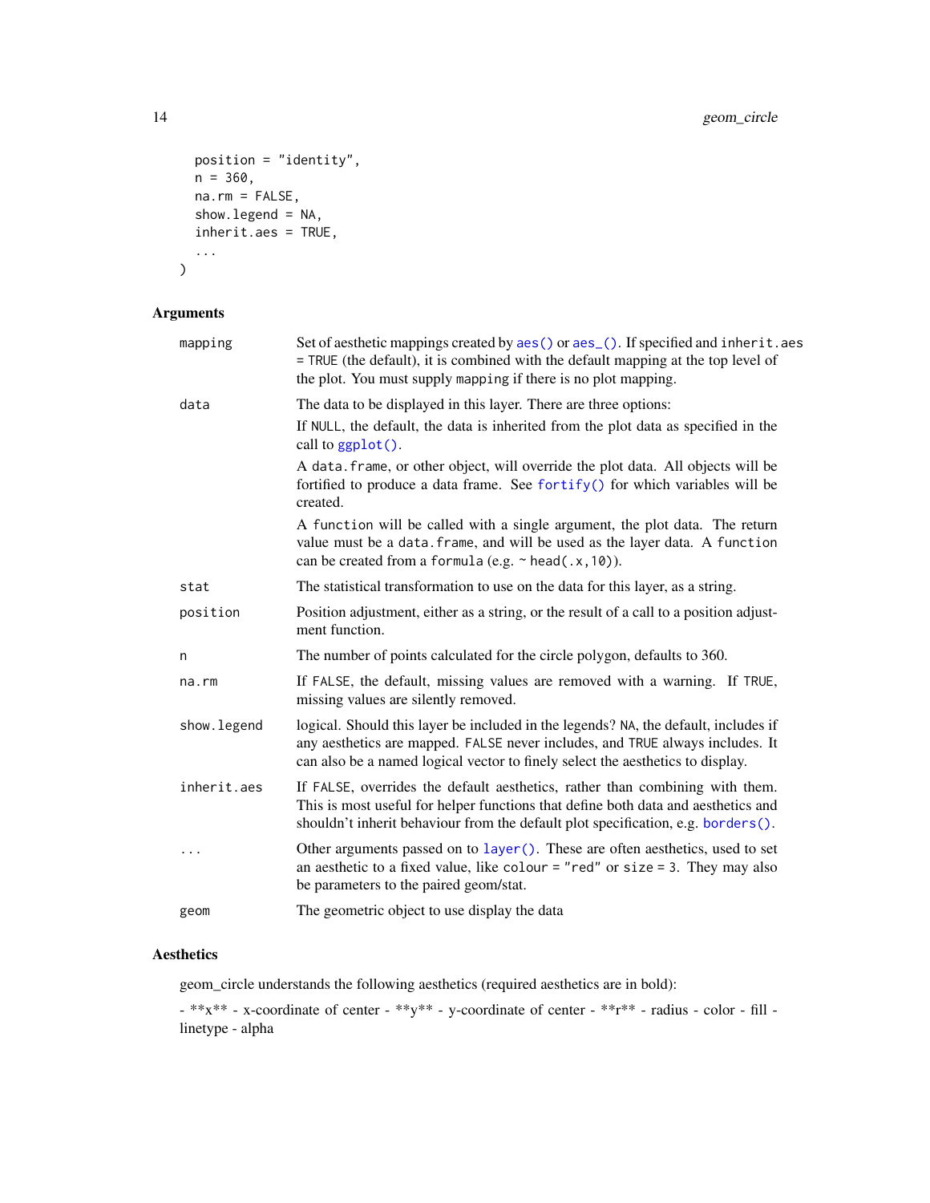```
  position = "identity",
  n = 360,
  na.rm = FALSE,
  show.legend = NA,
  inherit.aes = TRUE,
  ...
)
```

## Arguments

| | |
|---|---|
| mapping | Set of aesthetic mappings created by aes() or aes_(). If specified and inherit.aes = TRUE (the default), it is combined with the default mapping at the top level of the plot. You must supply mapping if there is no plot mapping. |
| data | The data to be displayed in this layer. There are three options: If NULL, the default, the data is inherited from the plot data as specified in the call to ggplot(). A data.frame, or other object, will override the plot data. All objects will be fortified to produce a data frame. See fortify() for which variables will be created. A function will be called with a single argument, the plot data. The return value must be a data.frame, and will be used as the layer data. A function can be created from a formula (e.g. ~ head(.x,10)). |
| stat | The statistical transformation to use on the data for this layer, as a string. |
| position | Position adjustment, either as a string, or the result of a call to a position adjustment function. |
| n | The number of points calculated for the circle polygon, defaults to 360. |
| na.rm | If FALSE, the default, missing values are removed with a warning. If TRUE, missing values are silently removed. |
| show.legend | logical. Should this layer be included in the legends? NA, the default, includes if any aesthetics are mapped. FALSE never includes, and TRUE always includes. It can also be a named logical vector to finely select the aesthetics to display. |
| inherit.aes | If FALSE, overrides the default aesthetics, rather than combining with them. This is most useful for helper functions that define both data and aesthetics and shouldn't inherit behaviour from the default plot specification, e.g. borders(). |
| ... | Other arguments passed on to layer(). These are often aesthetics, used to set an aesthetic to a fixed value, like colour = "red" or size = 3. They may also be parameters to the paired geom/stat. |
| geom | The geometric object to use display the data |

## Aesthetics

geom_circle understands the following aesthetics (required aesthetics are in bold):

- **x** - x-coordinate of center - **y** - y-coordinate of center - **r** - radius - color - fill - linetype - alpha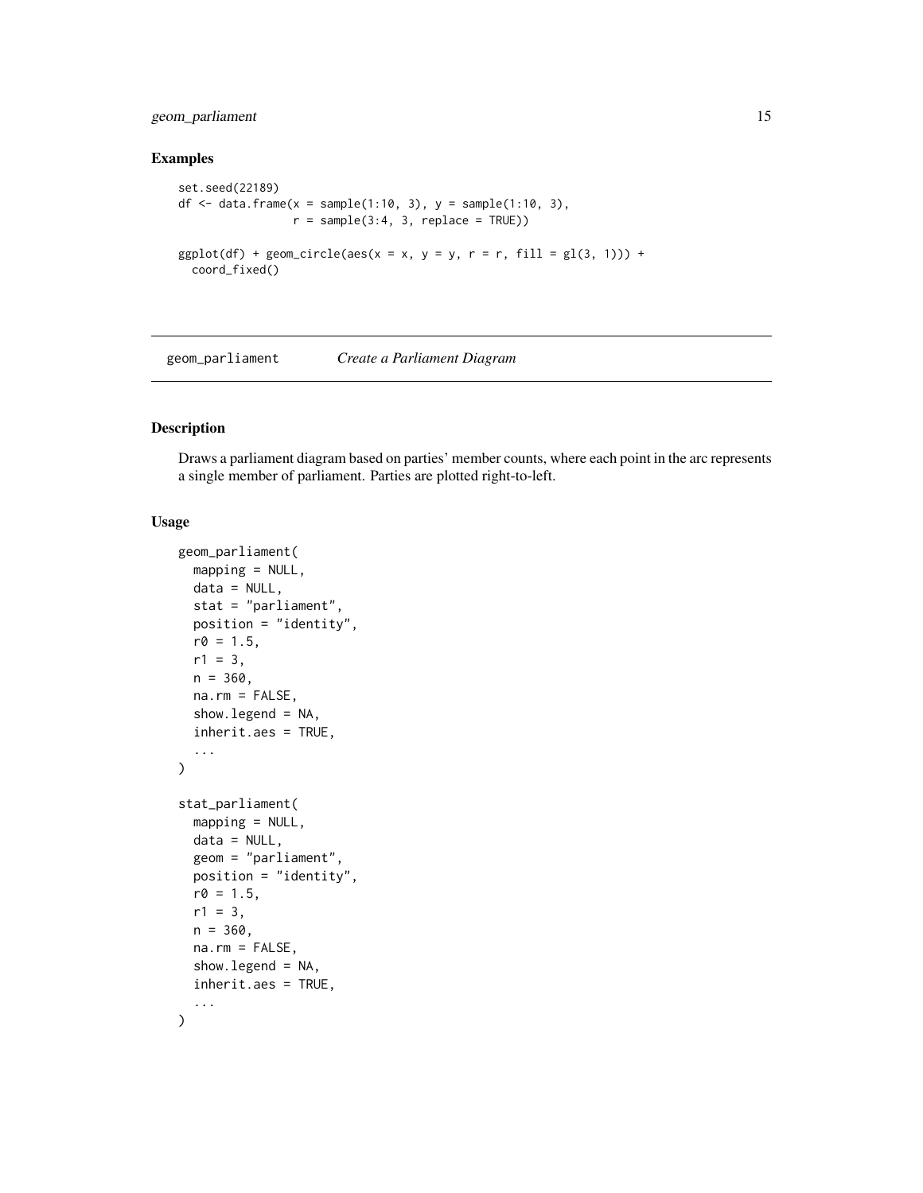## Examples

```
set.seed(22189)
df <- data.frame(x = sample(1:10, 3), y = sample(1:10, 3),
                 r = sample(3:4, 3, replace = TRUE))

ggplot(df) + geom_circle(aes(x = x, y = y, r = r, fill = gl(3, 1))) +
  coord_fixed()
```

---

# geom_parliament *Create a Parliament Diagram*

---

## Description

Draws a parliament diagram based on parties' member counts, where each point in the arc represents a single member of parliament. Parties are plotted right-to-left.

## Usage

```
geom_parliament(
  mapping = NULL,
  data = NULL,
  stat = "parliament",
  position = "identity",
  r0 = 1.5,
  r1 = 3,
  n = 360,
  na.rm = FALSE,
  show.legend = NA,
  inherit.aes = TRUE,
  ...
)

stat_parliament(
  mapping = NULL,
  data = NULL,
  geom = "parliament",
  position = "identity",
  r0 = 1.5,
  r1 = 3,
  n = 360,
  na.rm = FALSE,
  show.legend = NA,
  inherit.aes = TRUE,
  ...
)
```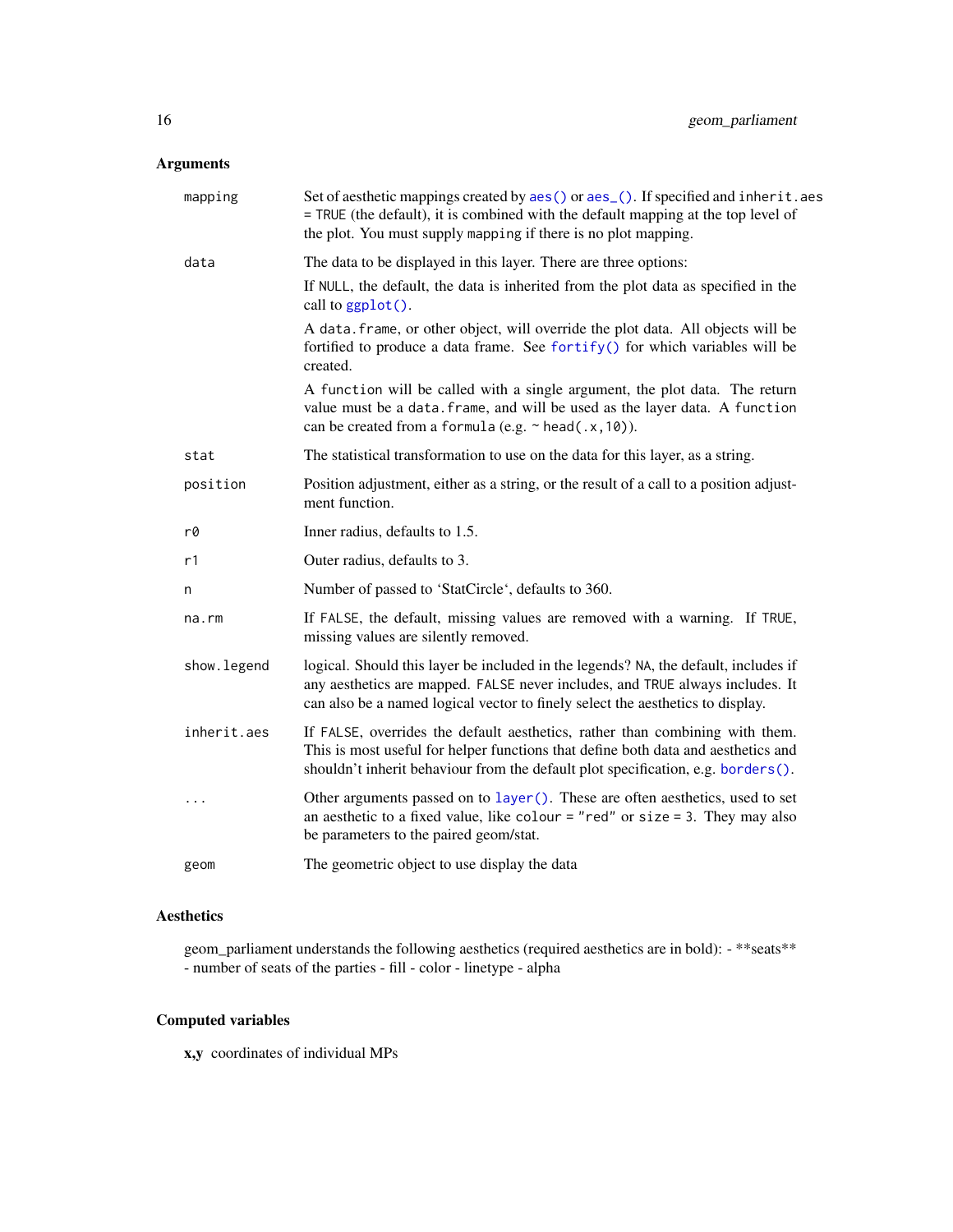## Arguments

| | |
|---|---|
| mapping | Set of aesthetic mappings created by `aes()` or `aes_()`. If specified and `inherit.aes = TRUE` (the default), it is combined with the default mapping at the top level of the plot. You must supply `mapping` if there is no plot mapping. |
| data | The data to be displayed in this layer. There are three options: If `NULL`, the default, the data is inherited from the plot data as specified in the call to `ggplot()`. A `data.frame`, or other object, will override the plot data. All objects will be fortified to produce a data frame. See `fortify()` for which variables will be created. A `function` will be called with a single argument, the plot data. The return value must be a `data.frame`, and will be used as the layer data. A `function` can be created from a `formula` (e.g. `~ head(.x,10)`). |
| stat | The statistical transformation to use on the data for this layer, as a string. |
| position | Position adjustment, either as a string, or the result of a call to a position adjustment function. |
| r0 | Inner radius, defaults to 1.5. |
| r1 | Outer radius, defaults to 3. |
| n | Number of passed to 'StatCircle', defaults to 360. |
| na.rm | If `FALSE`, the default, missing values are removed with a warning. If `TRUE`, missing values are silently removed. |
| show.legend | logical. Should this layer be included in the legends? `NA`, the default, includes if any aesthetics are mapped. `FALSE` never includes, and `TRUE` always includes. It can also be a named logical vector to finely select the aesthetics to display. |
| inherit.aes | If `FALSE`, overrides the default aesthetics, rather than combining with them. This is most useful for helper functions that define both data and aesthetics and shouldn't inherit behaviour from the default plot specification, e.g. `borders()`. |
| ... | Other arguments passed on to `layer()`. These are often aesthetics, used to set an aesthetic to a fixed value, like `colour = "red"` or `size = 3`. They may also be parameters to the paired geom/stat. |
| geom | The geometric object to use display the data |

## Aesthetics

geom_parliament understands the following aesthetics (required aesthetics are in bold): - **seats** - number of seats of the parties - fill - color - linetype - alpha

## Computed variables

**x,y** coordinates of individual MPs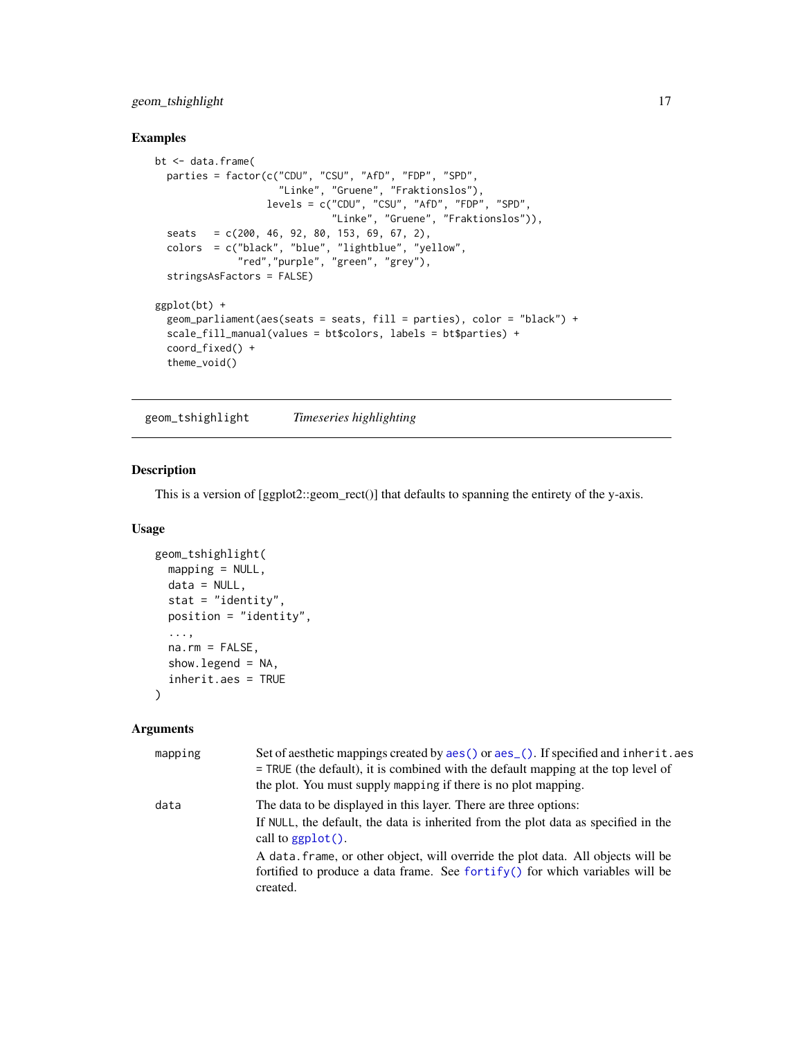## Examples

```
bt <- data.frame(
  parties = factor(c("CDU", "CSU", "AfD", "FDP", "SPD",
                     "Linke", "Gruene", "Fraktionslos"),
                   levels = c("CDU", "CSU", "AfD", "FDP", "SPD",
                              "Linke", "Gruene", "Fraktionslos")),
  seats   = c(200, 46, 92, 80, 153, 69, 67, 2),
  colors  = c("black", "blue", "lightblue", "yellow",
              "red","purple", "green", "grey"),
  stringsAsFactors = FALSE)

ggplot(bt) +
  geom_parliament(aes(seats = seats, fill = parties), color = "black") +
  scale_fill_manual(values = bt$colors, labels = bt$parties) +
  coord_fixed() +
  theme_void()
```

---

# geom_tshighlight — *Timeseries highlighting*

---

## Description

This is a version of [ggplot2::geom_rect()] that defaults to spanning the entirety of the y-axis.

## Usage

```
geom_tshighlight(
  mapping = NULL,
  data = NULL,
  stat = "identity",
  position = "identity",
  ...,
  na.rm = FALSE,
  show.legend = NA,
  inherit.aes = TRUE
)
```

## Arguments

| | |
|---|---|
| `mapping` | Set of aesthetic mappings created by `aes()` or `aes_()`. If specified and `inherit.aes = TRUE` (the default), it is combined with the default mapping at the top level of the plot. You must supply `mapping` if there is no plot mapping. |
| `data` | The data to be displayed in this layer. There are three options:<br>If `NULL`, the default, the data is inherited from the plot data as specified in the call to `ggplot()`.<br>A `data.frame`, or other object, will override the plot data. All objects will be fortified to produce a data frame. See `fortify()` for which variables will be created. |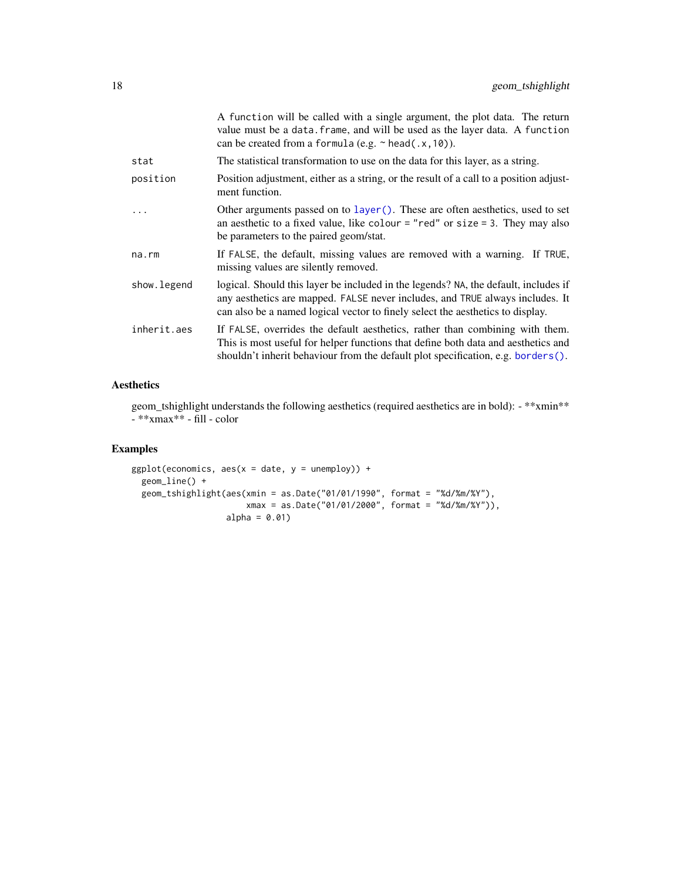| | |
|---|---|
| | A function will be called with a single argument, the plot data. The return value must be a data.frame, and will be used as the layer data. A function can be created from a formula (e.g. ~ head(.x,10)). |
| stat | The statistical transformation to use on the data for this layer, as a string. |
| position | Position adjustment, either as a string, or the result of a call to a position adjustment function. |
| ... | Other arguments passed on to layer(). These are often aesthetics, used to set an aesthetic to a fixed value, like colour = "red" or size = 3. They may also be parameters to the paired geom/stat. |
| na.rm | If FALSE, the default, missing values are removed with a warning. If TRUE, missing values are silently removed. |
| show.legend | logical. Should this layer be included in the legends? NA, the default, includes if any aesthetics are mapped. FALSE never includes, and TRUE always includes. It can also be a named logical vector to finely select the aesthetics to display. |
| inherit.aes | If FALSE, overrides the default aesthetics, rather than combining with them. This is most useful for helper functions that define both data and aesthetics and shouldn't inherit behaviour from the default plot specification, e.g. borders(). |

## Aesthetics

geom_tshighlight understands the following aesthetics (required aesthetics are in bold): - **xmin** - **xmax** - fill - color

## Examples

```
ggplot(economics, aes(x = date, y = unemploy)) +
  geom_line() +
  geom_tshighlight(aes(xmin = as.Date("01/01/1990", format = "%d/%m/%Y"),
                       xmax = as.Date("01/01/2000", format = "%d/%m/%Y")),
                   alpha = 0.01)
```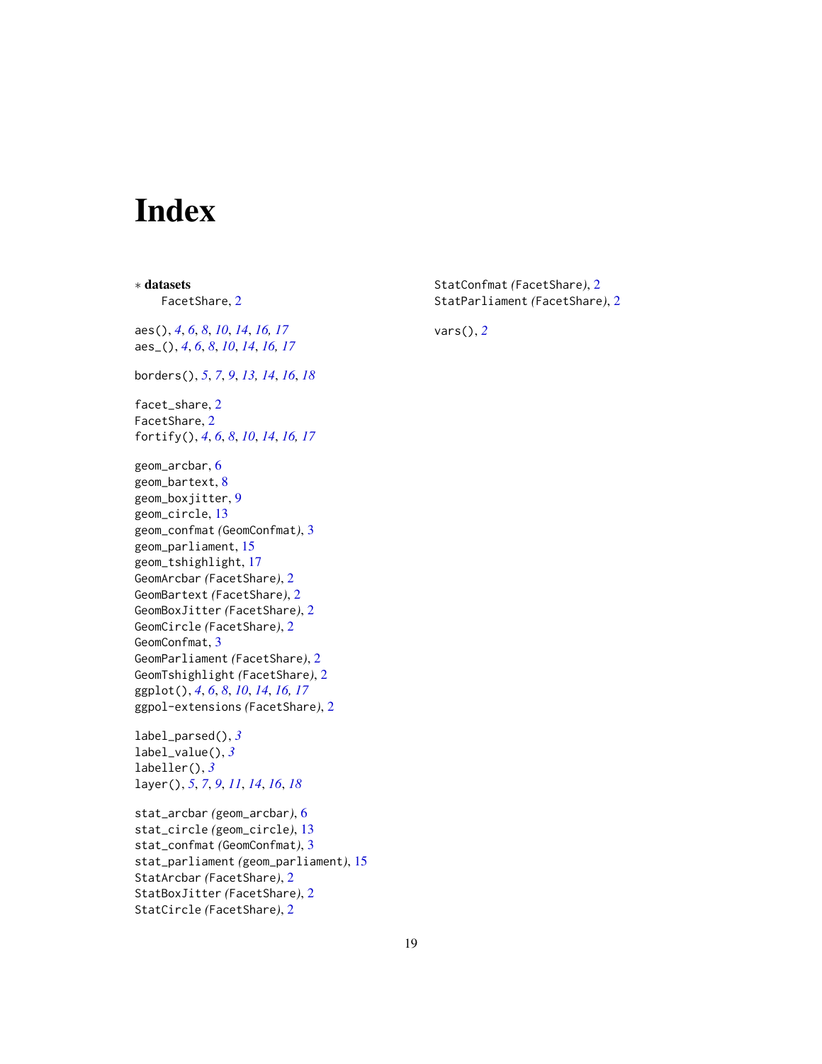# Index

∗ **datasets**
FacetShare, 2

aes(), *4*, *6*, *8*, *10*, *14*, *16, 17*
aes_(), *4*, *6*, *8*, *10*, *14*, *16, 17*

borders(), *5*, *7*, *9*, *13, 14*, *16*, *18*

facet_share, 2
FacetShare, 2
fortify(), *4*, *6*, *8*, *10*, *14*, *16, 17*

geom_arcbar, 6
geom_bartext, 8
geom_boxjitter, 9
geom_circle, 13
geom_confmat *(*GeomConfmat*)*, 3
geom_parliament, 15
geom_tshighlight, 17
GeomArcbar *(*FacetShare*)*, 2
GeomBartext *(*FacetShare*)*, 2
GeomBoxJitter *(*FacetShare*)*, 2
GeomCircle *(*FacetShare*)*, 2
GeomConfmat, 3
GeomParliament *(*FacetShare*)*, 2
GeomTshighlight *(*FacetShare*)*, 2
ggplot(), *4*, *6*, *8*, *10*, *14*, *16, 17*
ggpol-extensions *(*FacetShare*)*, 2

label_parsed(), *3*
label_value(), *3*
labeller(), *3*
layer(), *5*, *7*, *9*, *11*, *14*, *16*, *18*

stat_arcbar *(*geom_arcbar*)*, 6
stat_circle *(*geom_circle*)*, 13
stat_confmat *(*GeomConfmat*)*, 3
stat_parliament *(*geom_parliament*)*, 15
StatArcbar *(*FacetShare*)*, 2
StatBoxJitter *(*FacetShare*)*, 2
StatCircle *(*FacetShare*)*, 2
StatConfmat *(*FacetShare*)*, 2
StatParliament *(*FacetShare*)*, 2

vars(), *2*